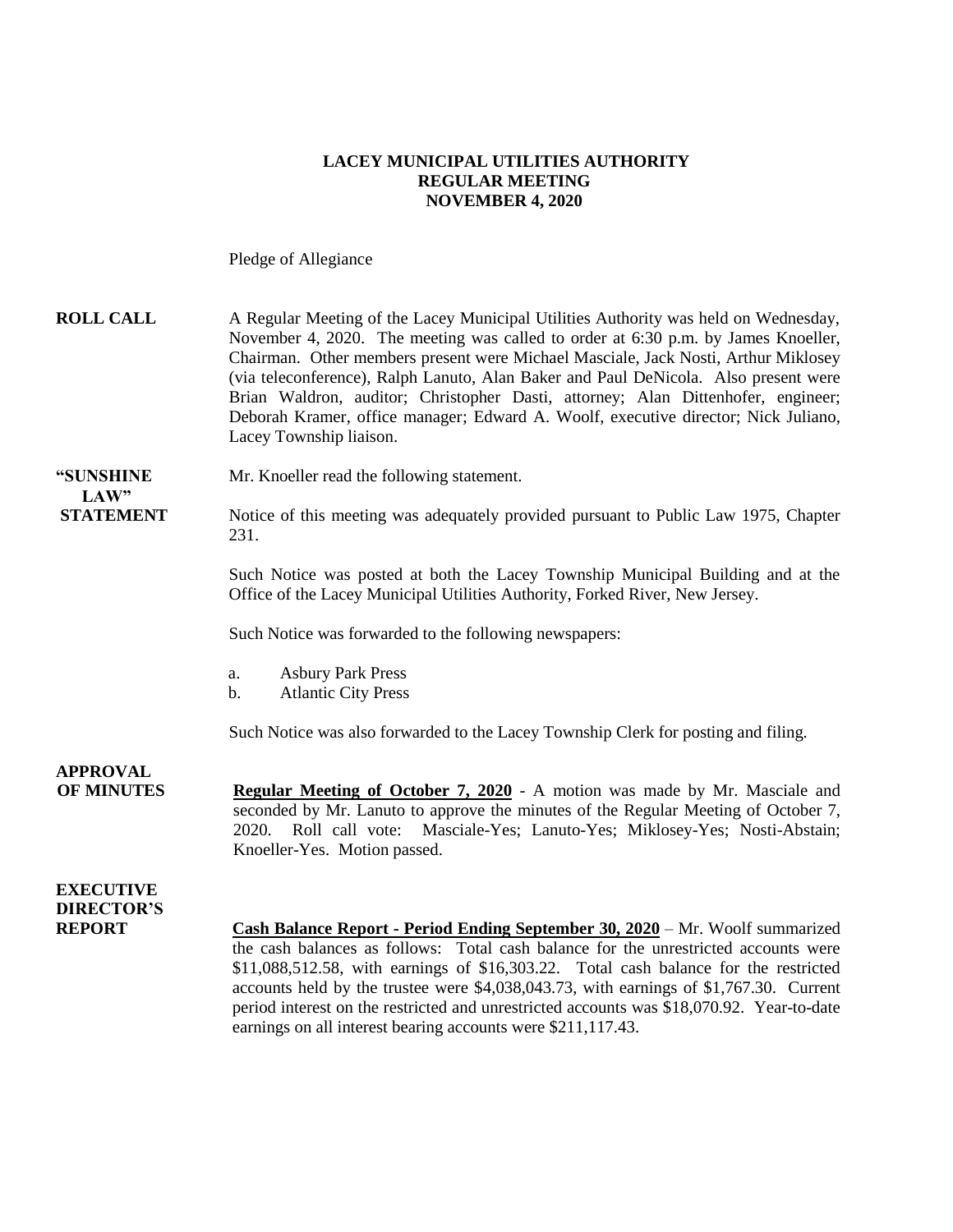# LACEY MUNICIPAL UTILITIES AUTHORITY
## REGULAR MEETING
## NOVEMBER 4, 2020

Pledge of Allegiance

**ROLL CALL**

A Regular Meeting of the Lacey Municipal Utilities Authority was held on Wednesday, November 4, 2020. The meeting was called to order at 6:30 p.m. by James Knoeller, Chairman. Other members present were Michael Masciale, Jack Nosti, Arthur Miklosey (via teleconference), Ralph Lanuto, Alan Baker and Paul DeNicola. Also present were Brian Waldron, auditor; Christopher Dasti, attorney; Alan Dittenhofer, engineer; Deborah Kramer, office manager; Edward A. Woolf, executive director; Nick Juliano, Lacey Township liaison.

**"SUNSHINE LAW" STATEMENT**

Mr. Knoeller read the following statement.

Notice of this meeting was adequately provided pursuant to Public Law 1975, Chapter 231.

Such Notice was posted at both the Lacey Township Municipal Building and at the Office of the Lacey Municipal Utilities Authority, Forked River, New Jersey.

Such Notice was forwarded to the following newspapers:

a. Asbury Park Press
b. Atlantic City Press

Such Notice was also forwarded to the Lacey Township Clerk for posting and filing.

**APPROVAL OF MINUTES**

**Regular Meeting of October 7, 2020** - A motion was made by Mr. Masciale and seconded by Mr. Lanuto to approve the minutes of the Regular Meeting of October 7, 2020. Roll call vote: Masciale-Yes; Lanuto-Yes; Miklosey-Yes; Nosti-Abstain; Knoeller-Yes. Motion passed.

**EXECUTIVE DIRECTOR'S REPORT**

**Cash Balance Report - Period Ending September 30, 2020** – Mr. Woolf summarized the cash balances as follows: Total cash balance for the unrestricted accounts were $11,088,512.58, with earnings of $16,303.22. Total cash balance for the restricted accounts held by the trustee were $4,038,043.73, with earnings of $1,767.30. Current period interest on the restricted and unrestricted accounts was $18,070.92. Year-to-date earnings on all interest bearing accounts were $211,117.43.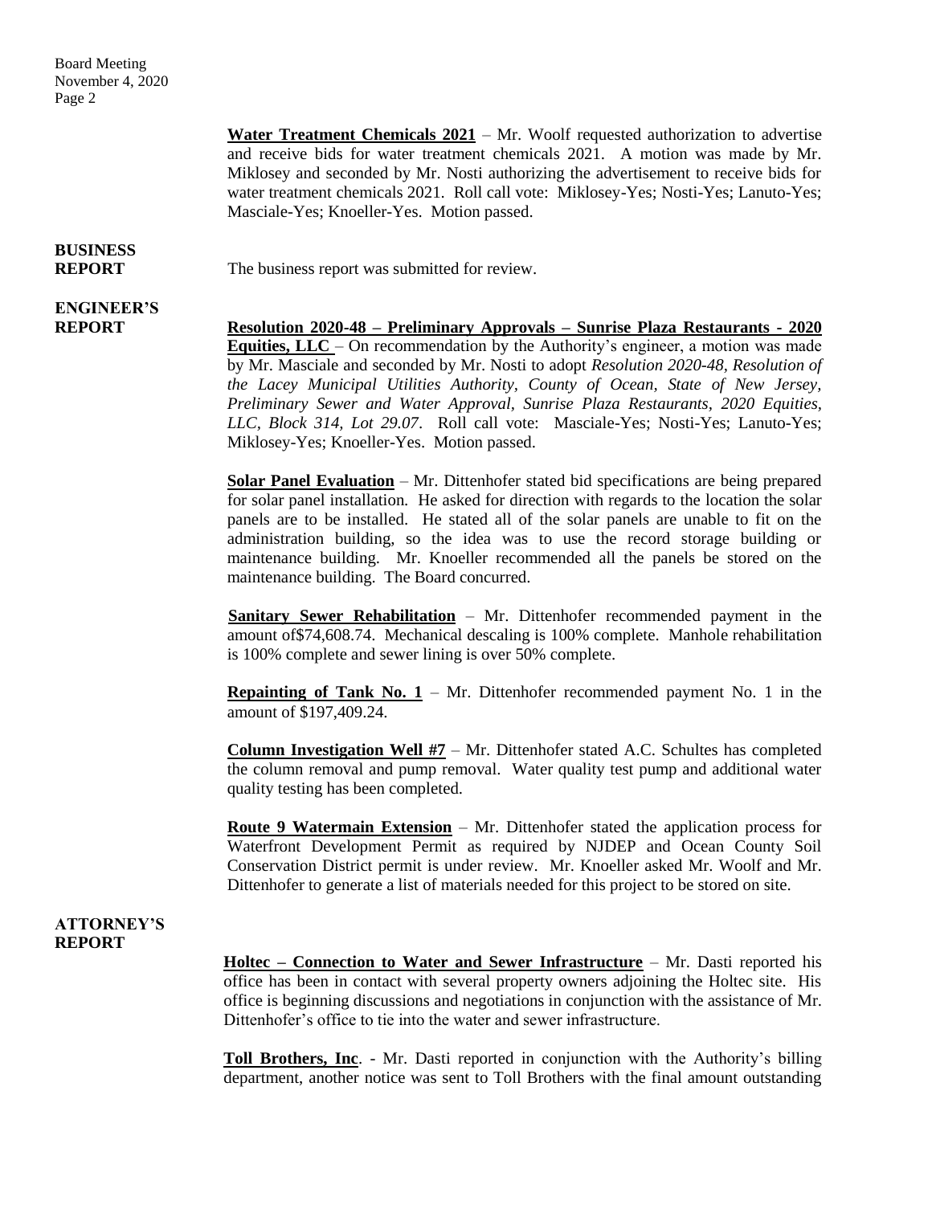**Water Treatment Chemicals 2021** – Mr. Woolf requested authorization to advertise and receive bids for water treatment chemicals 2021. A motion was made by Mr. Miklosey and seconded by Mr. Nosti authorizing the advertisement to receive bids for water treatment chemicals 2021. Roll call vote: Miklosey-Yes; Nosti-Yes; Lanuto-Yes; Masciale-Yes; Knoeller-Yes. Motion passed.

**BUSINESS REPORT**

The business report was submitted for review.

**ENGINEER'S REPORT**

**Resolution 2020-48 – Preliminary Approvals – Sunrise Plaza Restaurants - 2020 Equities, LLC** – On recommendation by the Authority's engineer, a motion was made by Mr. Masciale and seconded by Mr. Nosti to adopt *Resolution 2020-48, Resolution of the Lacey Municipal Utilities Authority, County of Ocean, State of New Jersey, Preliminary Sewer and Water Approval, Sunrise Plaza Restaurants, 2020 Equities, LLC, Block 314, Lot 29.07*. Roll call vote: Masciale-Yes; Nosti-Yes; Lanuto-Yes; Miklosey-Yes; Knoeller-Yes. Motion passed.

**Solar Panel Evaluation** – Mr. Dittenhofer stated bid specifications are being prepared for solar panel installation. He asked for direction with regards to the location the solar panels are to be installed. He stated all of the solar panels are unable to fit on the administration building, so the idea was to use the record storage building or maintenance building. Mr. Knoeller recommended all the panels be stored on the maintenance building. The Board concurred.

**Sanitary Sewer Rehabilitation** – Mr. Dittenhofer recommended payment in the amount of$74,608.74. Mechanical descaling is 100% complete. Manhole rehabilitation is 100% complete and sewer lining is over 50% complete.

**Repainting of Tank No. 1** – Mr. Dittenhofer recommended payment No. 1 in the amount of $197,409.24.

**Column Investigation Well #7** – Mr. Dittenhofer stated A.C. Schultes has completed the column removal and pump removal. Water quality test pump and additional water quality testing has been completed.

**Route 9 Watermain Extension** – Mr. Dittenhofer stated the application process for Waterfront Development Permit as required by NJDEP and Ocean County Soil Conservation District permit is under review. Mr. Knoeller asked Mr. Woolf and Mr. Dittenhofer to generate a list of materials needed for this project to be stored on site.

**ATTORNEY'S REPORT**

**Holtec – Connection to Water and Sewer Infrastructure** – Mr. Dasti reported his office has been in contact with several property owners adjoining the Holtec site. His office is beginning discussions and negotiations in conjunction with the assistance of Mr. Dittenhofer's office to tie into the water and sewer infrastructure.

**Toll Brothers, Inc**. - Mr. Dasti reported in conjunction with the Authority's billing department, another notice was sent to Toll Brothers with the final amount outstanding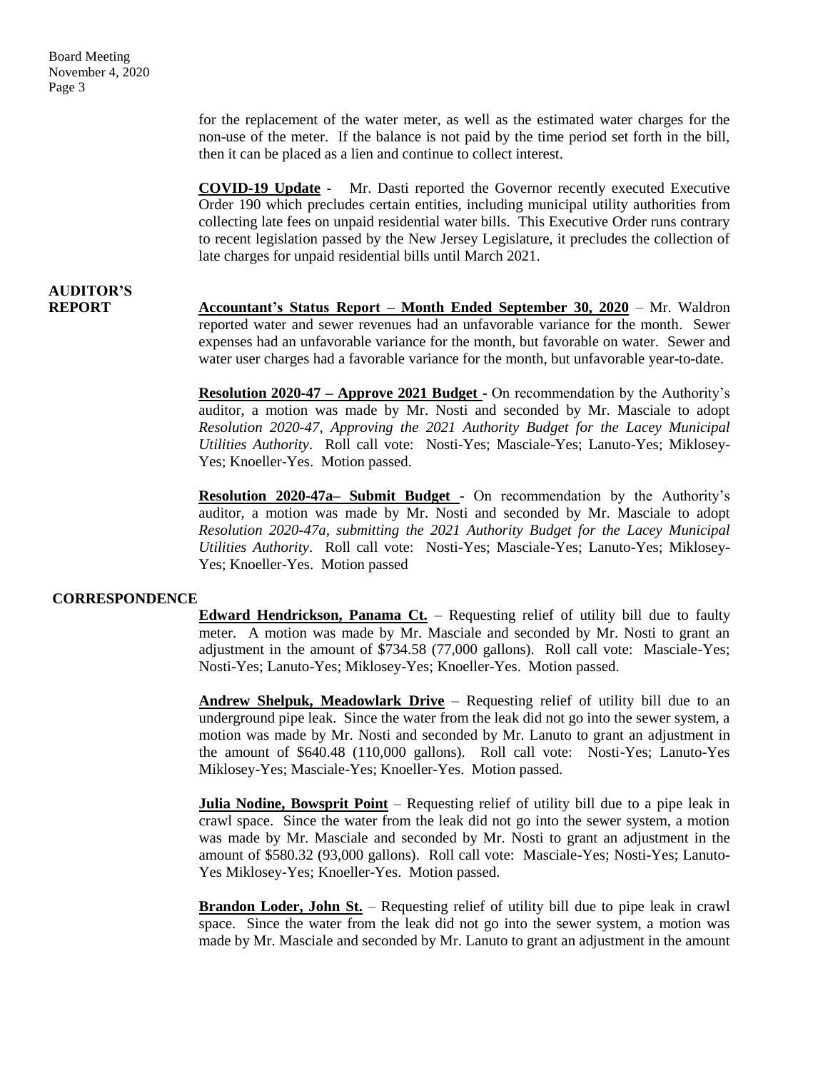for the replacement of the water meter, as well as the estimated water charges for the non-use of the meter. If the balance is not paid by the time period set forth in the bill, then it can be placed as a lien and continue to collect interest.

**COVID-19 Update** - Mr. Dasti reported the Governor recently executed Executive Order 190 which precludes certain entities, including municipal utility authorities from collecting late fees on unpaid residential water bills. This Executive Order runs contrary to recent legislation passed by the New Jersey Legislature, it precludes the collection of late charges for unpaid residential bills until March 2021.

**AUDITOR'S REPORT**

**Accountant's Status Report – Month Ended September 30, 2020** – Mr. Waldron reported water and sewer revenues had an unfavorable variance for the month. Sewer expenses had an unfavorable variance for the month, but favorable on water. Sewer and water user charges had a favorable variance for the month, but unfavorable year-to-date.

**Resolution 2020-47 – Approve 2021 Budget** - On recommendation by the Authority's auditor, a motion was made by Mr. Nosti and seconded by Mr. Masciale to adopt *Resolution 2020-47, Approving the 2021 Authority Budget for the Lacey Municipal Utilities Authority*. Roll call vote: Nosti-Yes; Masciale-Yes; Lanuto-Yes; Miklosey-Yes; Knoeller-Yes. Motion passed.

**Resolution 2020-47a– Submit Budget** - On recommendation by the Authority's auditor, a motion was made by Mr. Nosti and seconded by Mr. Masciale to adopt *Resolution 2020-47a, submitting the 2021 Authority Budget for the Lacey Municipal Utilities Authority*. Roll call vote: Nosti-Yes; Masciale-Yes; Lanuto-Yes; Miklosey-Yes; Knoeller-Yes. Motion passed

**CORRESPONDENCE**

**Edward Hendrickson, Panama Ct.** – Requesting relief of utility bill due to faulty meter. A motion was made by Mr. Masciale and seconded by Mr. Nosti to grant an adjustment in the amount of $734.58 (77,000 gallons). Roll call vote: Masciale-Yes; Nosti-Yes; Lanuto-Yes; Miklosey-Yes; Knoeller-Yes. Motion passed.

**Andrew Shelpuk, Meadowlark Drive** – Requesting relief of utility bill due to an underground pipe leak. Since the water from the leak did not go into the sewer system, a motion was made by Mr. Nosti and seconded by Mr. Lanuto to grant an adjustment in the amount of $640.48 (110,000 gallons). Roll call vote: Nosti-Yes; Lanuto-Yes Miklosey-Yes; Masciale-Yes; Knoeller-Yes. Motion passed.

**Julia Nodine, Bowsprit Point** – Requesting relief of utility bill due to a pipe leak in crawl space. Since the water from the leak did not go into the sewer system, a motion was made by Mr. Masciale and seconded by Mr. Nosti to grant an adjustment in the amount of $580.32 (93,000 gallons). Roll call vote: Masciale-Yes; Nosti-Yes; Lanuto-Yes Miklosey-Yes; Knoeller-Yes. Motion passed.

**Brandon Loder, John St.** – Requesting relief of utility bill due to pipe leak in crawl space. Since the water from the leak did not go into the sewer system, a motion was made by Mr. Masciale and seconded by Mr. Lanuto to grant an adjustment in the amount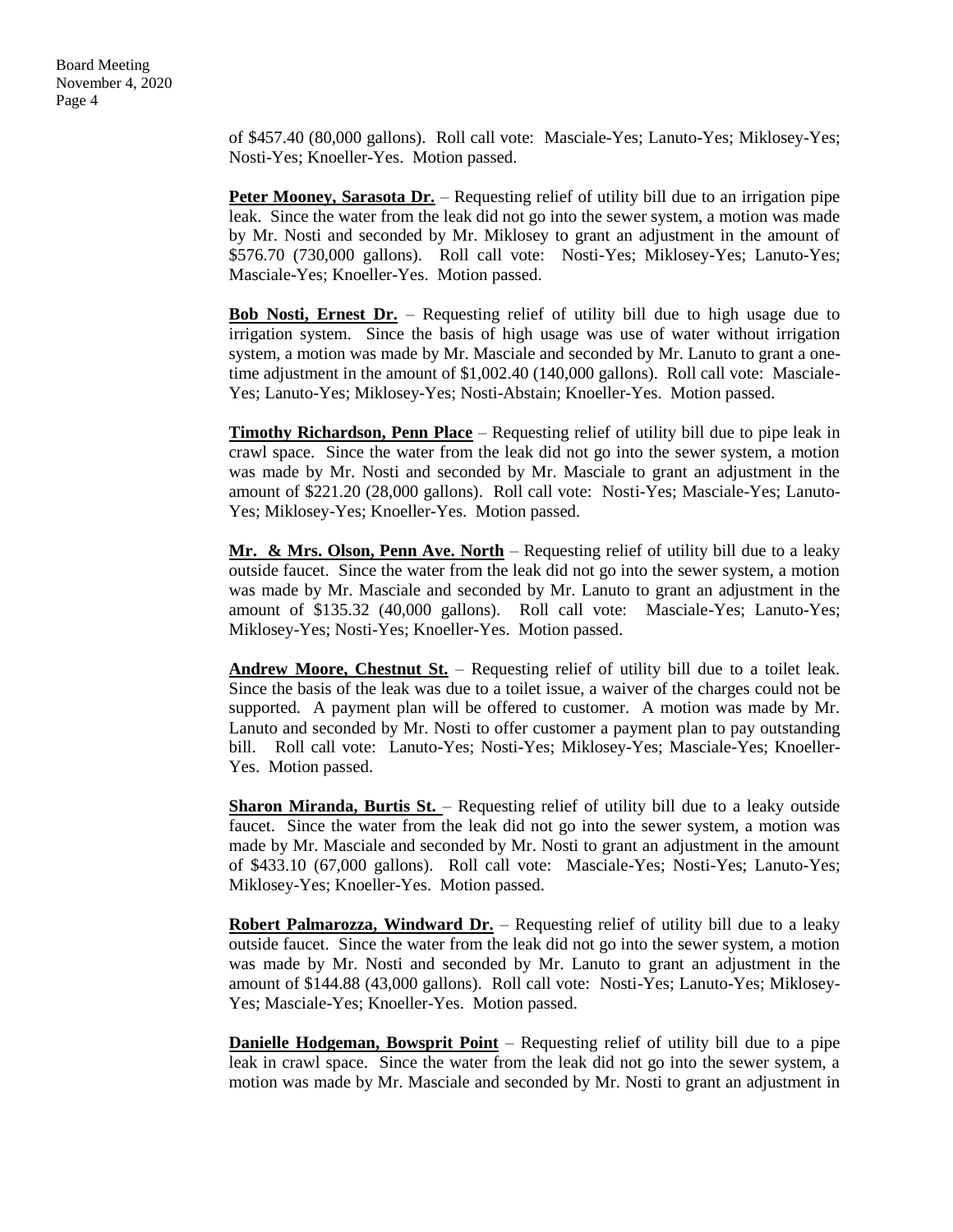of $457.40 (80,000 gallons). Roll call vote: Masciale-Yes; Lanuto-Yes; Miklosey-Yes; Nosti-Yes; Knoeller-Yes. Motion passed.

**Peter Mooney, Sarasota Dr.** – Requesting relief of utility bill due to an irrigation pipe leak. Since the water from the leak did not go into the sewer system, a motion was made by Mr. Nosti and seconded by Mr. Miklosey to grant an adjustment in the amount of $576.70 (730,000 gallons). Roll call vote: Nosti-Yes; Miklosey-Yes; Lanuto-Yes; Masciale-Yes; Knoeller-Yes. Motion passed.

**Bob Nosti, Ernest Dr.** – Requesting relief of utility bill due to high usage due to irrigation system. Since the basis of high usage was use of water without irrigation system, a motion was made by Mr. Masciale and seconded by Mr. Lanuto to grant a one-time adjustment in the amount of $1,002.40 (140,000 gallons). Roll call vote: Masciale-Yes; Lanuto-Yes; Miklosey-Yes; Nosti-Abstain; Knoeller-Yes. Motion passed.

**Timothy Richardson, Penn Place** – Requesting relief of utility bill due to pipe leak in crawl space. Since the water from the leak did not go into the sewer system, a motion was made by Mr. Nosti and seconded by Mr. Masciale to grant an adjustment in the amount of $221.20 (28,000 gallons). Roll call vote: Nosti-Yes; Masciale-Yes; Lanuto-Yes; Miklosey-Yes; Knoeller-Yes. Motion passed.

**Mr. & Mrs. Olson, Penn Ave. North** – Requesting relief of utility bill due to a leaky outside faucet. Since the water from the leak did not go into the sewer system, a motion was made by Mr. Masciale and seconded by Mr. Lanuto to grant an adjustment in the amount of $135.32 (40,000 gallons). Roll call vote: Masciale-Yes; Lanuto-Yes; Miklosey-Yes; Nosti-Yes; Knoeller-Yes. Motion passed.

**Andrew Moore, Chestnut St.** – Requesting relief of utility bill due to a toilet leak. Since the basis of the leak was due to a toilet issue, a waiver of the charges could not be supported. A payment plan will be offered to customer. A motion was made by Mr. Lanuto and seconded by Mr. Nosti to offer customer a payment plan to pay outstanding bill. Roll call vote: Lanuto-Yes; Nosti-Yes; Miklosey-Yes; Masciale-Yes; Knoeller-Yes. Motion passed.

**Sharon Miranda, Burtis St.** – Requesting relief of utility bill due to a leaky outside faucet. Since the water from the leak did not go into the sewer system, a motion was made by Mr. Masciale and seconded by Mr. Nosti to grant an adjustment in the amount of $433.10 (67,000 gallons). Roll call vote: Masciale-Yes; Nosti-Yes; Lanuto-Yes; Miklosey-Yes; Knoeller-Yes. Motion passed.

**Robert Palmarozza, Windward Dr.** – Requesting relief of utility bill due to a leaky outside faucet. Since the water from the leak did not go into the sewer system, a motion was made by Mr. Nosti and seconded by Mr. Lanuto to grant an adjustment in the amount of $144.88 (43,000 gallons). Roll call vote: Nosti-Yes; Lanuto-Yes; Miklosey-Yes; Masciale-Yes; Knoeller-Yes. Motion passed.

**Danielle Hodgeman, Bowsprit Point** – Requesting relief of utility bill due to a pipe leak in crawl space. Since the water from the leak did not go into the sewer system, a motion was made by Mr. Masciale and seconded by Mr. Nosti to grant an adjustment in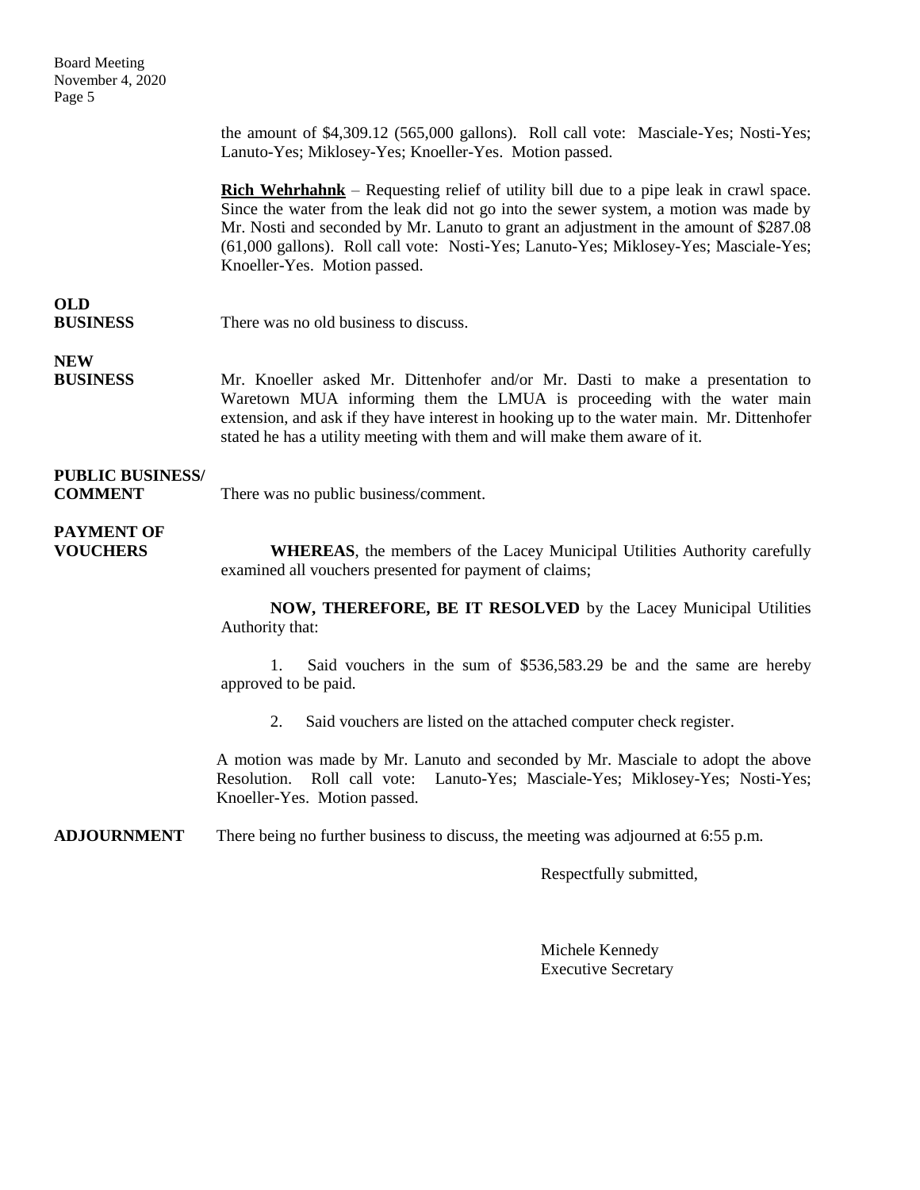the amount of $4,309.12 (565,000 gallons). Roll call vote: Masciale-Yes; Nosti-Yes; Lanuto-Yes; Miklosey-Yes; Knoeller-Yes. Motion passed.

**Rich Wehrhahnk** – Requesting relief of utility bill due to a pipe leak in crawl space. Since the water from the leak did not go into the sewer system, a motion was made by Mr. Nosti and seconded by Mr. Lanuto to grant an adjustment in the amount of $287.08 (61,000 gallons). Roll call vote: Nosti-Yes; Lanuto-Yes; Miklosey-Yes; Masciale-Yes; Knoeller-Yes. Motion passed.

**OLD BUSINESS**

There was no old business to discuss.

**NEW BUSINESS**

Mr. Knoeller asked Mr. Dittenhofer and/or Mr. Dasti to make a presentation to Waretown MUA informing them the LMUA is proceeding with the water main extension, and ask if they have interest in hooking up to the water main. Mr. Dittenhofer stated he has a utility meeting with them and will make them aware of it.

**PUBLIC BUSINESS/ COMMENT**

There was no public business/comment.

**PAYMENT OF VOUCHERS**

**WHEREAS**, the members of the Lacey Municipal Utilities Authority carefully examined all vouchers presented for payment of claims;

**NOW, THEREFORE, BE IT RESOLVED** by the Lacey Municipal Utilities Authority that:

1. Said vouchers in the sum of $536,583.29 be and the same are hereby approved to be paid.
2. Said vouchers are listed on the attached computer check register.

A motion was made by Mr. Lanuto and seconded by Mr. Masciale to adopt the above Resolution. Roll call vote: Lanuto-Yes; Masciale-Yes; Miklosey-Yes; Nosti-Yes; Knoeller-Yes. Motion passed.

**ADJOURNMENT**

There being no further business to discuss, the meeting was adjourned at 6:55 p.m.

Respectfully submitted,

Michele Kennedy
Executive Secretary